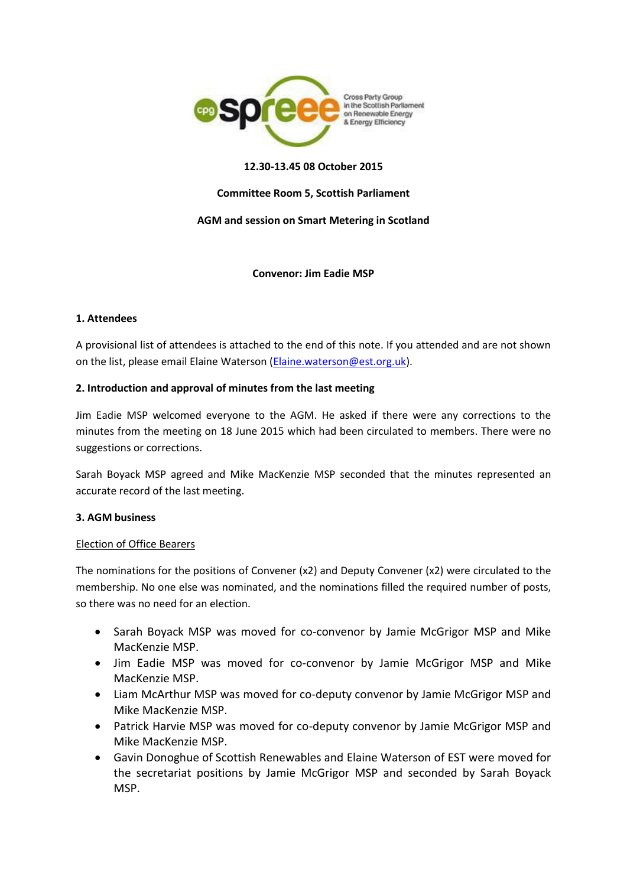12.30-13.45 08 October 2015

**Committee Room 5, Scottish Parliament**

**AGM and session on Smart Metering in Scotland**

**Convenor: Jim Eadie MSP**

### 1. Attendees

A provisional list of attendees is attached to the end of this note. If you attended and are not shown on the list, please email Elaine Waterson (Elaine.waterson@est.org.uk).

### 2. Introduction and approval of minutes from the last meeting

Jim Eadie MSP welcomed everyone to the AGM. He asked if there were any corrections to the minutes from the meeting on 18 June 2015 which had been circulated to members. There were no suggestions or corrections.

Sarah Boyack MSP agreed and Mike MacKenzie MSP seconded that the minutes represented an accurate record of the last meeting.

### 3. AGM business

Election of Office Bearers

The nominations for the positions of Convener (x2) and Deputy Convener (x2) were circulated to the membership. No one else was nominated, and the nominations filled the required number of posts, so there was no need for an election.

- Sarah Boyack MSP was moved for co-convenor by Jamie McGrigor MSP and Mike MacKenzie MSP.
- Jim Eadie MSP was moved for co-convenor by Jamie McGrigor MSP and Mike MacKenzie MSP.
- Liam McArthur MSP was moved for co-deputy convenor by Jamie McGrigor MSP and Mike MacKenzie MSP.
- Patrick Harvie MSP was moved for co-deputy convenor by Jamie McGrigor MSP and Mike MacKenzie MSP.
- Gavin Donoghue of Scottish Renewables and Elaine Waterson of EST were moved for the secretariat positions by Jamie McGrigor MSP and seconded by Sarah Boyack MSP.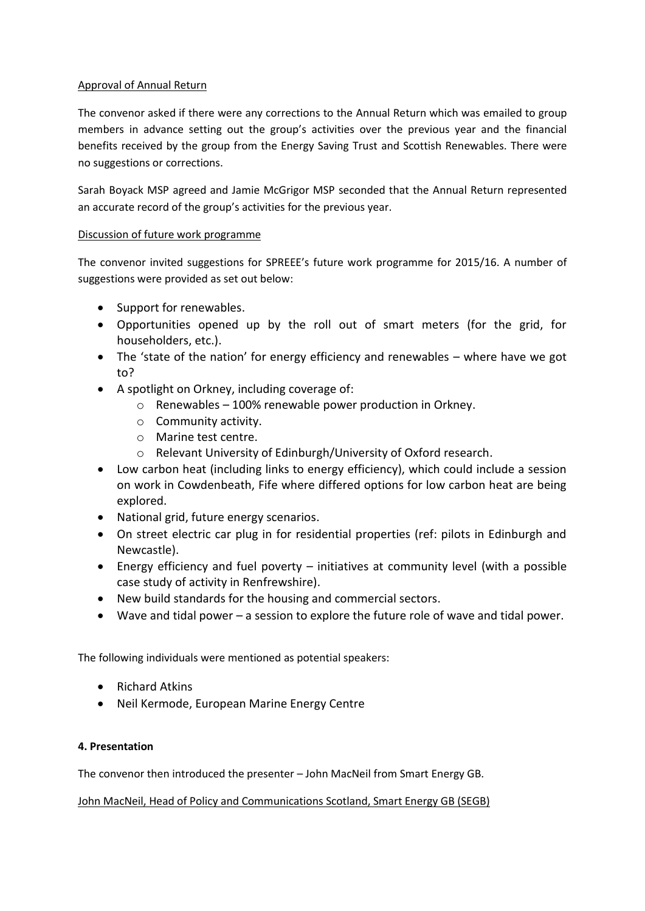Approval of Annual Return

The convenor asked if there were any corrections to the Annual Return which was emailed to group members in advance setting out the group's activities over the previous year and the financial benefits received by the group from the Energy Saving Trust and Scottish Renewables. There were no suggestions or corrections.

Sarah Boyack MSP agreed and Jamie McGrigor MSP seconded that the Annual Return represented an accurate record of the group's activities for the previous year.

Discussion of future work programme

The convenor invited suggestions for SPREEE's future work programme for 2015/16. A number of suggestions were provided as set out below:

- Support for renewables.
- Opportunities opened up by the roll out of smart meters (for the grid, for householders, etc.).
- The 'state of the nation' for energy efficiency and renewables – where have we got to?
- A spotlight on Orkney, including coverage of:
  - Renewables – 100% renewable power production in Orkney.
  - Community activity.
  - Marine test centre.
  - Relevant University of Edinburgh/University of Oxford research.
- Low carbon heat (including links to energy efficiency), which could include a session on work in Cowdenbeath, Fife where differed options for low carbon heat are being explored.
- National grid, future energy scenarios.
- On street electric car plug in for residential properties (ref: pilots in Edinburgh and Newcastle).
- Energy efficiency and fuel poverty – initiatives at community level (with a possible case study of activity in Renfrewshire).
- New build standards for the housing and commercial sectors.
- Wave and tidal power – a session to explore the future role of wave and tidal power.

The following individuals were mentioned as potential speakers:

- Richard Atkins
- Neil Kermode, European Marine Energy Centre

**4. Presentation**

The convenor then introduced the presenter – John MacNeil from Smart Energy GB.

John MacNeil, Head of Policy and Communications Scotland, Smart Energy GB (SEGB)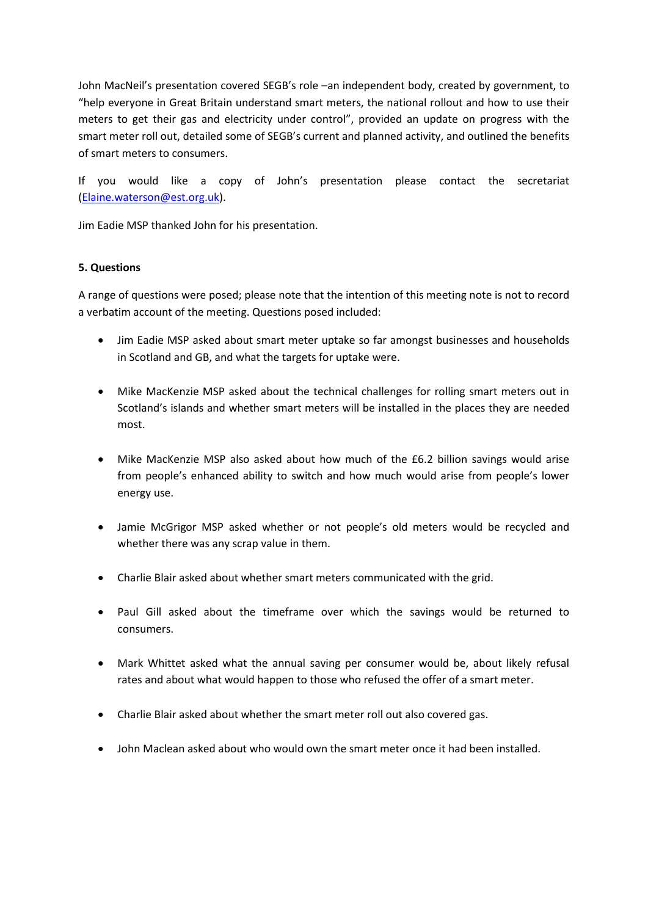John MacNeil's presentation covered SEGB's role –an independent body, created by government, to "help everyone in Great Britain understand smart meters, the national rollout and how to use their meters to get their gas and electricity under control", provided an update on progress with the smart meter roll out, detailed some of SEGB's current and planned activity, and outlined the benefits of smart meters to consumers.

If you would like a copy of John's presentation please contact the secretariat (Elaine.waterson@est.org.uk).

Jim Eadie MSP thanked John for his presentation.

**5. Questions**

A range of questions were posed; please note that the intention of this meeting note is not to record a verbatim account of the meeting. Questions posed included:

- Jim Eadie MSP asked about smart meter uptake so far amongst businesses and households in Scotland and GB, and what the targets for uptake were.
- Mike MacKenzie MSP asked about the technical challenges for rolling smart meters out in Scotland's islands and whether smart meters will be installed in the places they are needed most.
- Mike MacKenzie MSP also asked about how much of the £6.2 billion savings would arise from people's enhanced ability to switch and how much would arise from people's lower energy use.
- Jamie McGrigor MSP asked whether or not people's old meters would be recycled and whether there was any scrap value in them.
- Charlie Blair asked about whether smart meters communicated with the grid.
- Paul Gill asked about the timeframe over which the savings would be returned to consumers.
- Mark Whittet asked what the annual saving per consumer would be, about likely refusal rates and about what would happen to those who refused the offer of a smart meter.
- Charlie Blair asked about whether the smart meter roll out also covered gas.
- John Maclean asked about who would own the smart meter once it had been installed.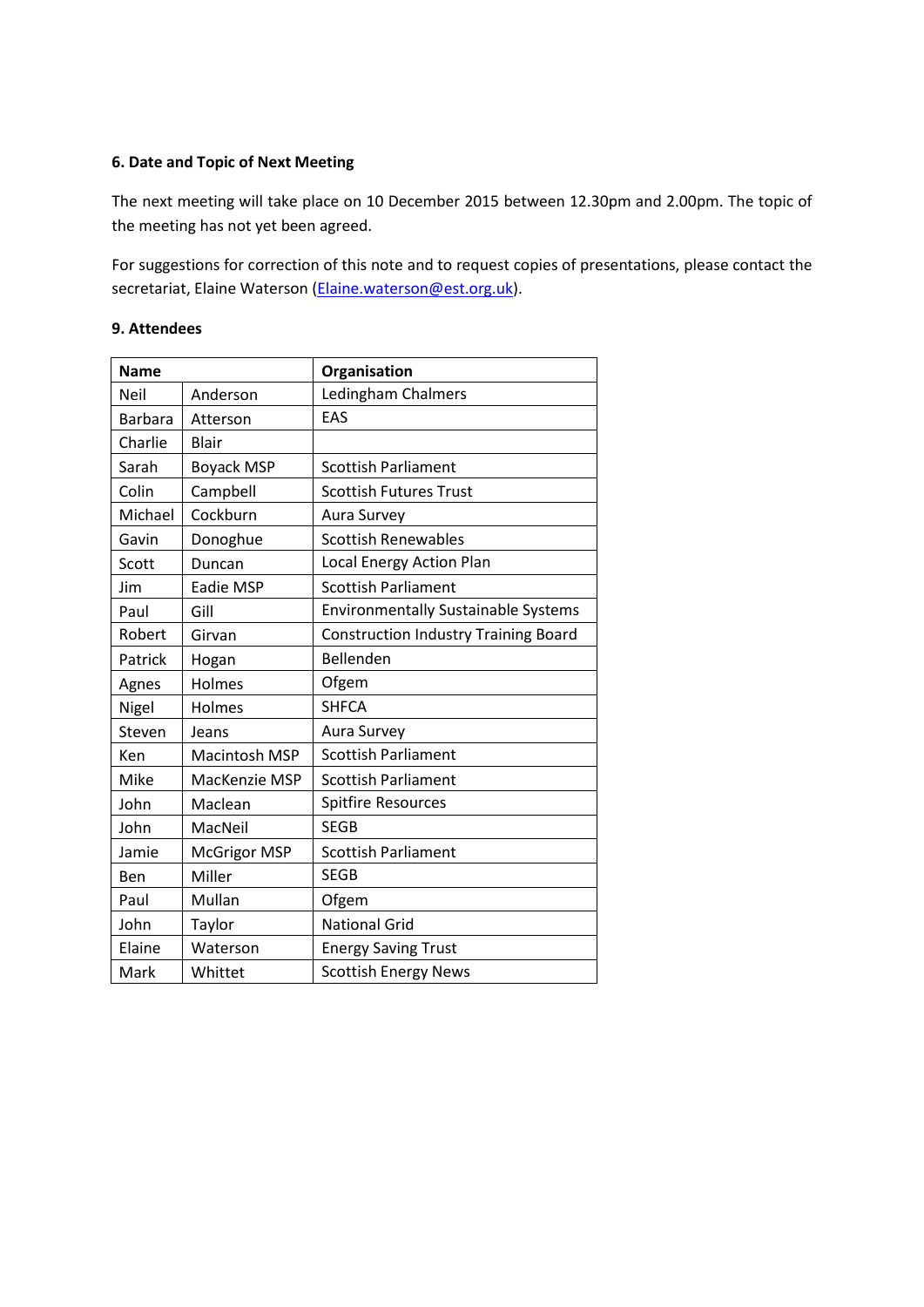### 6. Date and Topic of Next Meeting

The next meeting will take place on 10 December 2015 between 12.30pm and 2.00pm. The topic of the meeting has not yet been agreed.

For suggestions for correction of this note and to request copies of presentations, please contact the secretariat, Elaine Waterson (Elaine.waterson@est.org.uk).

### 9. Attendees

| Name | | Organisation |
|---|---|---|
| Neil | Anderson | Ledingham Chalmers |
| Barbara | Atterson | EAS |
| Charlie | Blair | |
| Sarah | Boyack MSP | Scottish Parliament |
| Colin | Campbell | Scottish Futures Trust |
| Michael | Cockburn | Aura Survey |
| Gavin | Donoghue | Scottish Renewables |
| Scott | Duncan | Local Energy Action Plan |
| Jim | Eadie MSP | Scottish Parliament |
| Paul | Gill | Environmentally Sustainable Systems |
| Robert | Girvan | Construction Industry Training Board |
| Patrick | Hogan | Bellenden |
| Agnes | Holmes | Ofgem |
| Nigel | Holmes | SHFCA |
| Steven | Jeans | Aura Survey |
| Ken | Macintosh MSP | Scottish Parliament |
| Mike | MacKenzie MSP | Scottish Parliament |
| John | Maclean | Spitfire Resources |
| John | MacNeil | SEGB |
| Jamie | McGrigor MSP | Scottish Parliament |
| Ben | Miller | SEGB |
| Paul | Mullan | Ofgem |
| John | Taylor | National Grid |
| Elaine | Waterson | Energy Saving Trust |
| Mark | Whittet | Scottish Energy News |